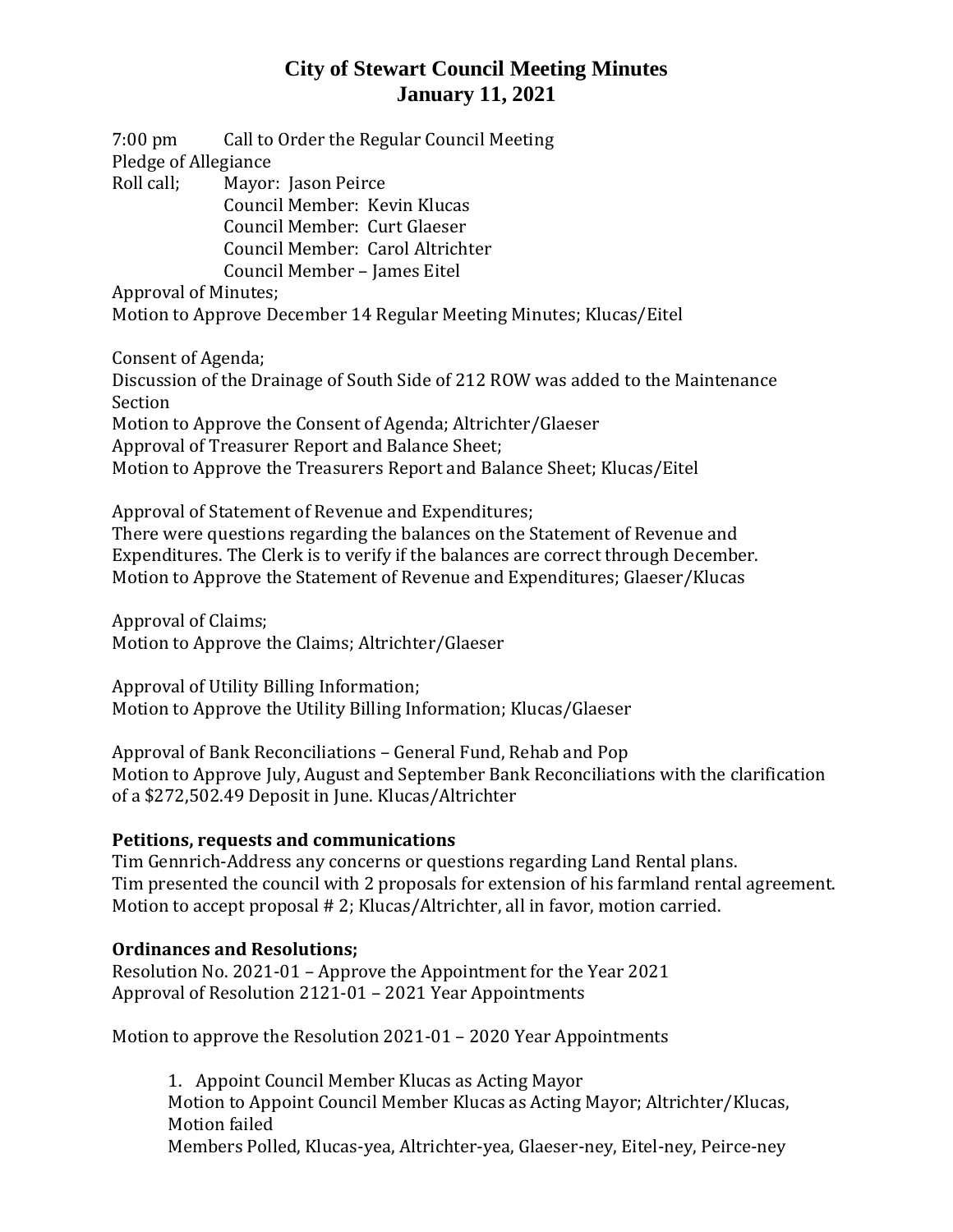# City of Stewart Council Meeting Minutes
## January 11, 2021

7:00 pm Call to Order the Regular Council Meeting

Pledge of Allegiance

Roll call; Mayor: Jason Peirce
Council Member: Kevin Klucas
Council Member: Curt Glaeser
Council Member: Carol Altrichter
Council Member – James Eitel

Approval of Minutes;

Motion to Approve December 14 Regular Meeting Minutes; Klucas/Eitel

Consent of Agenda;

Discussion of the Drainage of South Side of 212 ROW was added to the Maintenance Section

Motion to Approve the Consent of Agenda; Altrichter/Glaeser

Approval of Treasurer Report and Balance Sheet;

Motion to Approve the Treasurers Report and Balance Sheet; Klucas/Eitel

Approval of Statement of Revenue and Expenditures;

There were questions regarding the balances on the Statement of Revenue and Expenditures. The Clerk is to verify if the balances are correct through December.

Motion to Approve the Statement of Revenue and Expenditures; Glaeser/Klucas

Approval of Claims;

Motion to Approve the Claims; Altrichter/Glaeser

Approval of Utility Billing Information;

Motion to Approve the Utility Billing Information; Klucas/Glaeser

Approval of Bank Reconciliations – General Fund, Rehab and Pop

Motion to Approve July, August and September Bank Reconciliations with the clarification of a $272,502.49 Deposit in June. Klucas/Altrichter

**Petitions, requests and communications**

Tim Gennrich-Address any concerns or questions regarding Land Rental plans.

Tim presented the council with 2 proposals for extension of his farmland rental agreement.

Motion to accept proposal # 2; Klucas/Altrichter, all in favor, motion carried.

**Ordinances and Resolutions;**

Resolution No. 2021-01 – Approve the Appointment for the Year 2021

Approval of Resolution 2121-01 – 2021 Year Appointments

Motion to approve the Resolution 2021-01 – 2020 Year Appointments

1. Appoint Council Member Klucas as Acting Mayor

   Motion to Appoint Council Member Klucas as Acting Mayor; Altrichter/Klucas, Motion failed

   Members Polled, Klucas-yea, Altrichter-yea, Glaeser-ney, Eitel-ney, Peirce-ney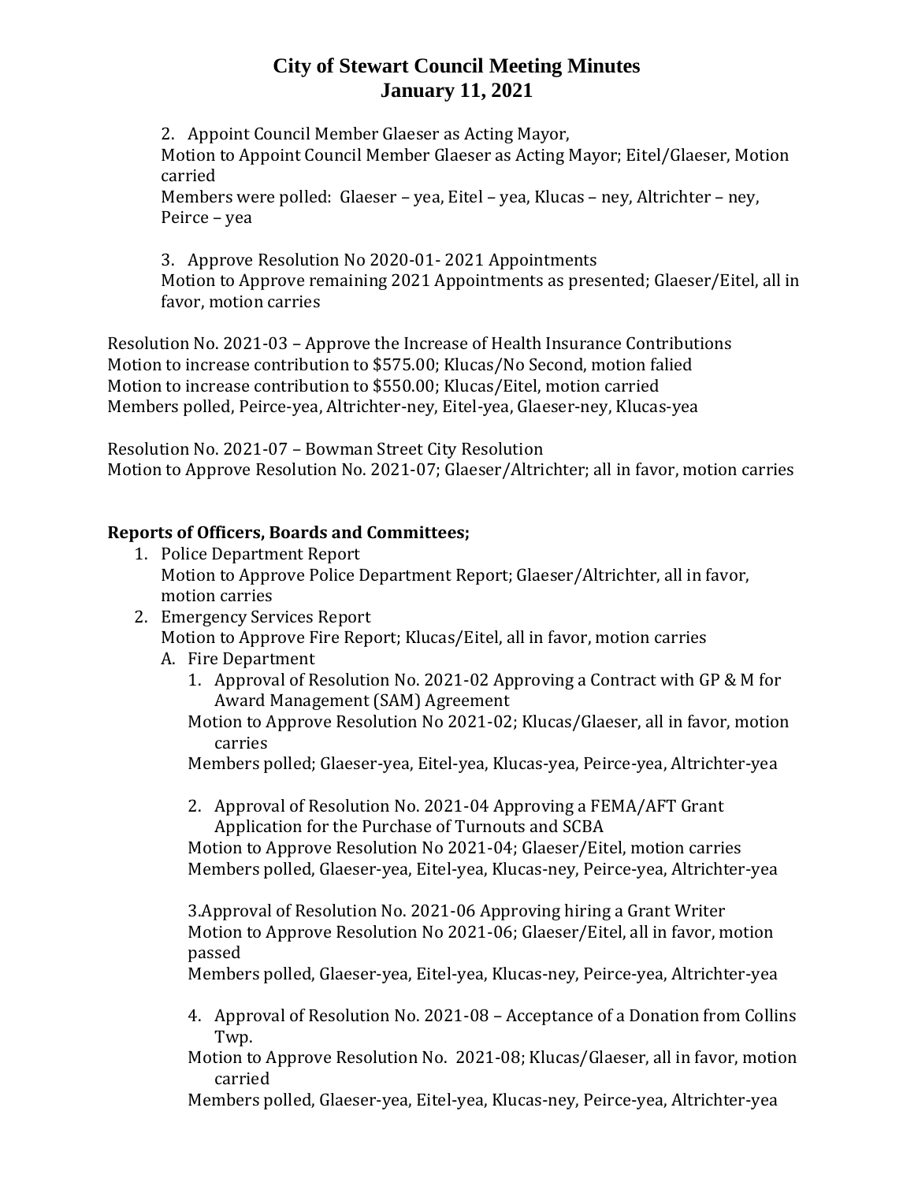# City of Stewart Council Meeting Minutes
## January 11, 2021

2. Appoint Council Member Glaeser as Acting Mayor,
   Motion to Appoint Council Member Glaeser as Acting Mayor; Eitel/Glaeser, Motion carried
   Members were polled: Glaeser – yea, Eitel – yea, Klucas – ney, Altrichter – ney, Peirce – yea

3. Approve Resolution No 2020-01- 2021 Appointments
   Motion to Approve remaining 2021 Appointments as presented; Glaeser/Eitel, all in favor, motion carries

Resolution No. 2021-03 – Approve the Increase of Health Insurance Contributions
Motion to increase contribution to $575.00; Klucas/No Second, motion falied
Motion to increase contribution to $550.00; Klucas/Eitel, motion carried
Members polled, Peirce-yea, Altrichter-ney, Eitel-yea, Glaeser-ney, Klucas-yea

Resolution No. 2021-07 – Bowman Street City Resolution
Motion to Approve Resolution No. 2021-07; Glaeser/Altrichter; all in favor, motion carries

**Reports of Officers, Boards and Committees;**

1. Police Department Report
   Motion to Approve Police Department Report; Glaeser/Altrichter, all in favor, motion carries
2. Emergency Services Report
   Motion to Approve Fire Report; Klucas/Eitel, all in favor, motion carries
   A. Fire Department
      1. Approval of Resolution No. 2021-02 Approving a Contract with GP & M for Award Management (SAM) Agreement
         Motion to Approve Resolution No 2021-02; Klucas/Glaeser, all in favor, motion carries
         Members polled; Glaeser-yea, Eitel-yea, Klucas-yea, Peirce-yea, Altrichter-yea

      2. Approval of Resolution No. 2021-04 Approving a FEMA/AFT Grant Application for the Purchase of Turnouts and SCBA
         Motion to Approve Resolution No 2021-04; Glaeser/Eitel, motion carries
         Members polled, Glaeser-yea, Eitel-yea, Klucas-ney, Peirce-yea, Altrichter-yea

      3. Approval of Resolution No. 2021-06 Approving hiring a Grant Writer
         Motion to Approve Resolution No 2021-06; Glaeser/Eitel, all in favor, motion passed
         Members polled, Glaeser-yea, Eitel-yea, Klucas-ney, Peirce-yea, Altrichter-yea

      4. Approval of Resolution No. 2021-08 – Acceptance of a Donation from Collins Twp.
         Motion to Approve Resolution No. 2021-08; Klucas/Glaeser, all in favor, motion carried
         Members polled, Glaeser-yea, Eitel-yea, Klucas-ney, Peirce-yea, Altrichter-yea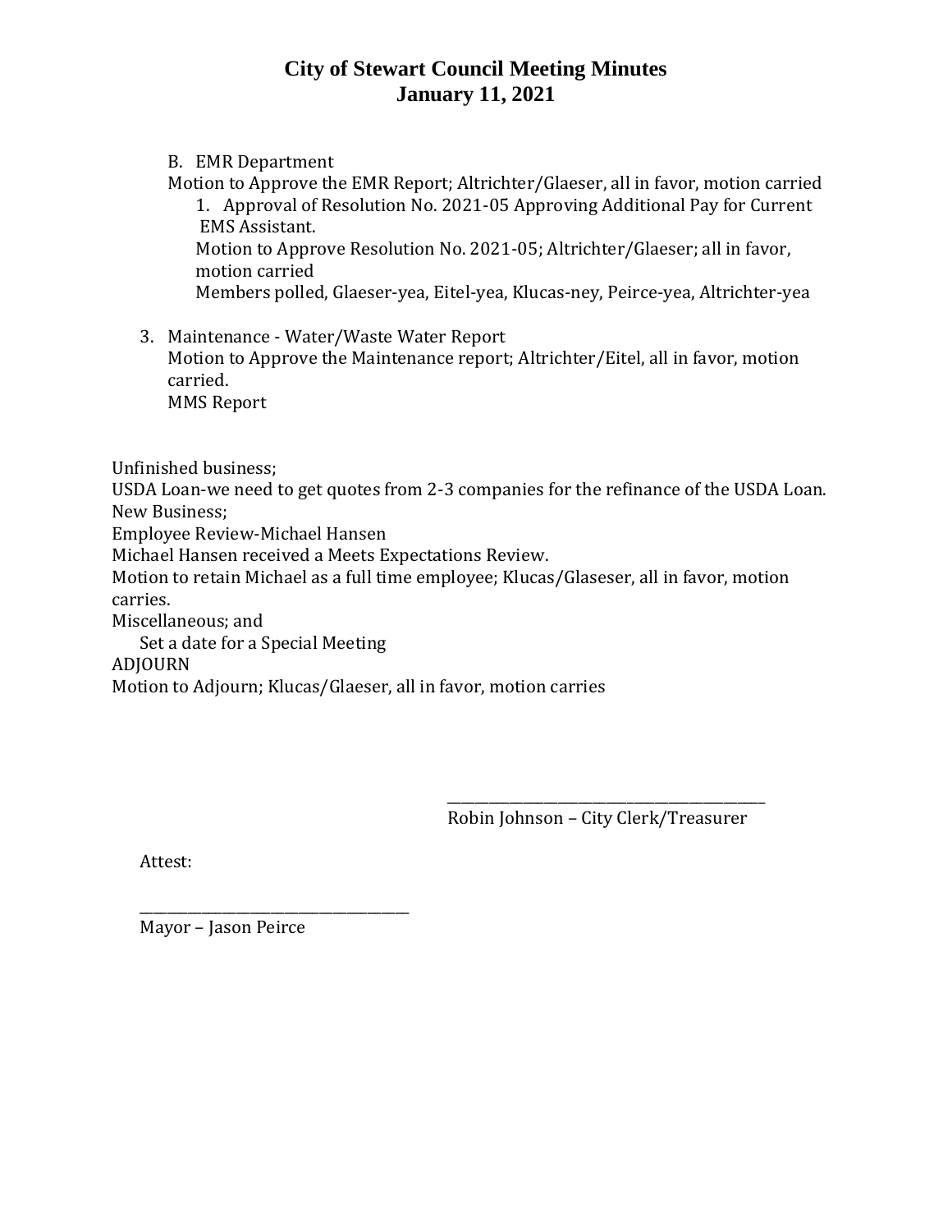# City of Stewart Council Meeting Minutes
## January 11, 2021

B. EMR Department

Motion to Approve the EMR Report; Altrichter/Glaeser, all in favor, motion carried

1. Approval of Resolution No. 2021-05 Approving Additional Pay for Current EMS Assistant.

   Motion to Approve Resolution No. 2021-05; Altrichter/Glaeser; all in favor, motion carried

   Members polled, Glaeser-yea, Eitel-yea, Klucas-ney, Peirce-yea, Altrichter-yea

3. Maintenance - Water/Waste Water Report

   Motion to Approve the Maintenance report; Altrichter/Eitel, all in favor, motion carried.

   MMS Report

Unfinished business;

USDA Loan-we need to get quotes from 2-3 companies for the refinance of the USDA Loan.

New Business;

Employee Review-Michael Hansen

Michael Hansen received a Meets Expectations Review.

Motion to retain Michael as a full time employee; Klucas/Glaseser, all in favor, motion carries.

Miscellaneous; and

Set a date for a Special Meeting

ADJOURN

Motion to Adjourn; Klucas/Glaeser, all in favor, motion carries

\_\_\_\_\_\_\_\_\_\_\_\_\_\_\_\_\_\_\_\_\_\_\_\_\_\_\_\_\_\_\_\_\_\_\_\_\_\_\_\_

Robin Johnson – City Clerk/Treasurer

Attest:

\_\_\_\_\_\_\_\_\_\_\_\_\_\_\_\_\_\_\_\_\_\_\_\_\_\_\_\_\_\_\_\_\_\_\_\_\_\_

Mayor – Jason Peirce